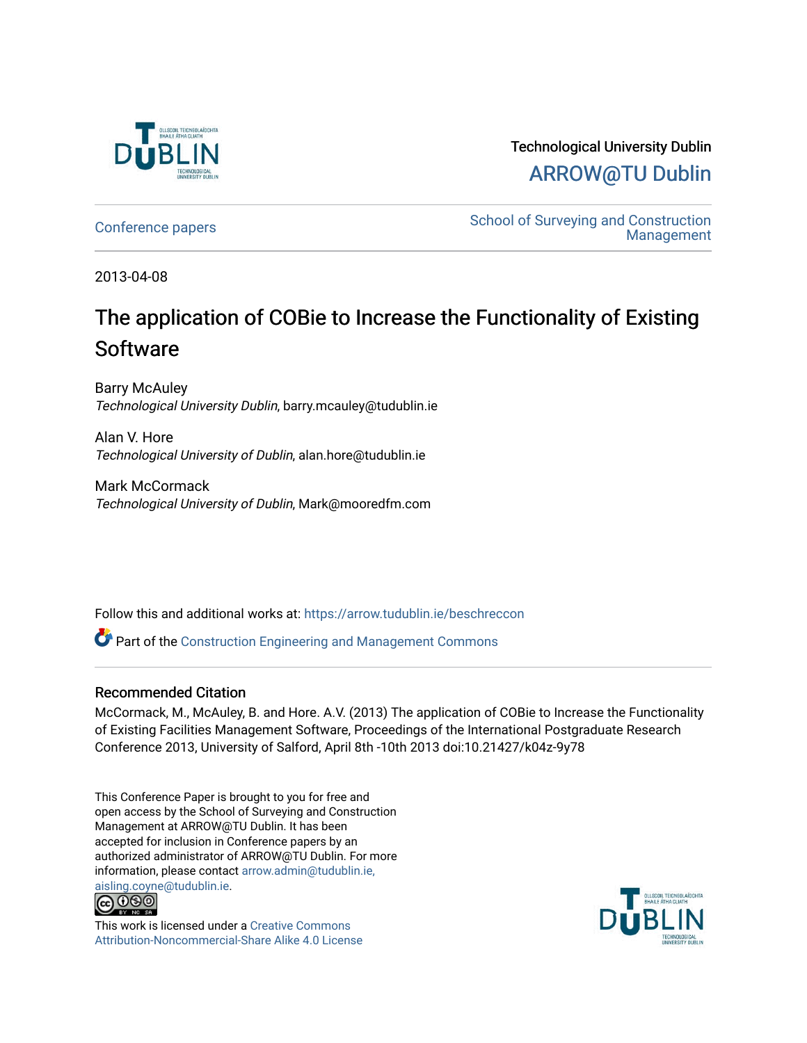Technological University Dublin

ARROW@TU Dublin

Conference papers

School of Surveying and Construction Management

2013-04-08

# The application of COBie to Increase the Functionality of Existing Software

Barry McAuley
*Technological University Dublin*, barry.mcauley@tudublin.ie

Alan V. Hore
*Technological University of Dublin*, alan.hore@tudublin.ie

Mark McCormack
*Technological University of Dublin*, Mark@mooredfm.com

Follow this and additional works at: https://arrow.tudublin.ie/beschreccon

Part of the Construction Engineering and Management Commons

## Recommended Citation

McCormack, M., McAuley, B. and Hore. A.V. (2013) The application of COBie to Increase the Functionality of Existing Facilities Management Software, Proceedings of the International Postgraduate Research Conference 2013, University of Salford, April 8th -10th 2013 doi:10.21427/k04z-9y78

This Conference Paper is brought to you for free and open access by the School of Surveying and Construction Management at ARROW@TU Dublin. It has been accepted for inclusion in Conference papers by an authorized administrator of ARROW@TU Dublin. For more information, please contact arrow.admin@tudublin.ie, aisling.coyne@tudublin.ie.

This work is licensed under a Creative Commons Attribution-Noncommercial-Share Alike 4.0 License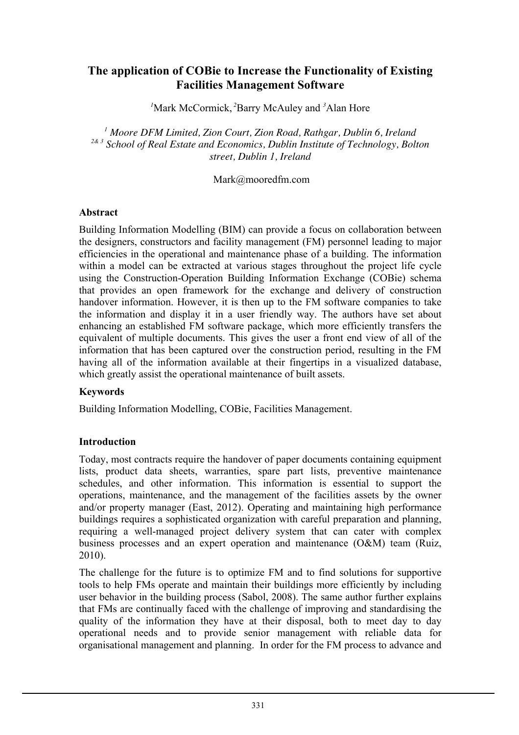# The application of COBie to Increase the Functionality of Existing Facilities Management Software

[1]Mark McCormick, [2]Barry McAuley and [3]Alan Hore

*[1] Moore DFM Limited, Zion Court, Zion Road, Rathgar, Dublin 6, Ireland*
*[2& 3] School of Real Estate and Economics, Dublin Institute of Technology, Bolton street, Dublin 1, Ireland*

Mark@mooredfm.com

### Abstract

Building Information Modelling (BIM) can provide a focus on collaboration between the designers, constructors and facility management (FM) personnel leading to major efficiencies in the operational and maintenance phase of a building. The information within a model can be extracted at various stages throughout the project life cycle using the Construction-Operation Building Information Exchange (COBie) schema that provides an open framework for the exchange and delivery of construction handover information. However, it is then up to the FM software companies to take the information and display it in a user friendly way. The authors have set about enhancing an established FM software package, which more efficiently transfers the equivalent of multiple documents. This gives the user a front end view of all of the information that has been captured over the construction period, resulting in the FM having all of the information available at their fingertips in a visualized database, which greatly assist the operational maintenance of built assets.

### Keywords

Building Information Modelling, COBie, Facilities Management.

### Introduction

Today, most contracts require the handover of paper documents containing equipment lists, product data sheets, warranties, spare part lists, preventive maintenance schedules, and other information. This information is essential to support the operations, maintenance, and the management of the facilities assets by the owner and/or property manager (East, 2012). Operating and maintaining high performance buildings requires a sophisticated organization with careful preparation and planning, requiring a well-managed project delivery system that can cater with complex business processes and an expert operation and maintenance (O&M) team (Ruiz, 2010).

The challenge for the future is to optimize FM and to find solutions for supportive tools to help FMs operate and maintain their buildings more efficiently by including user behavior in the building process (Sabol, 2008). The same author further explains that FMs are continually faced with the challenge of improving and standardising the quality of the information they have at their disposal, both to meet day to day operational needs and to provide senior management with reliable data for organisational management and planning. In order for the FM process to advance and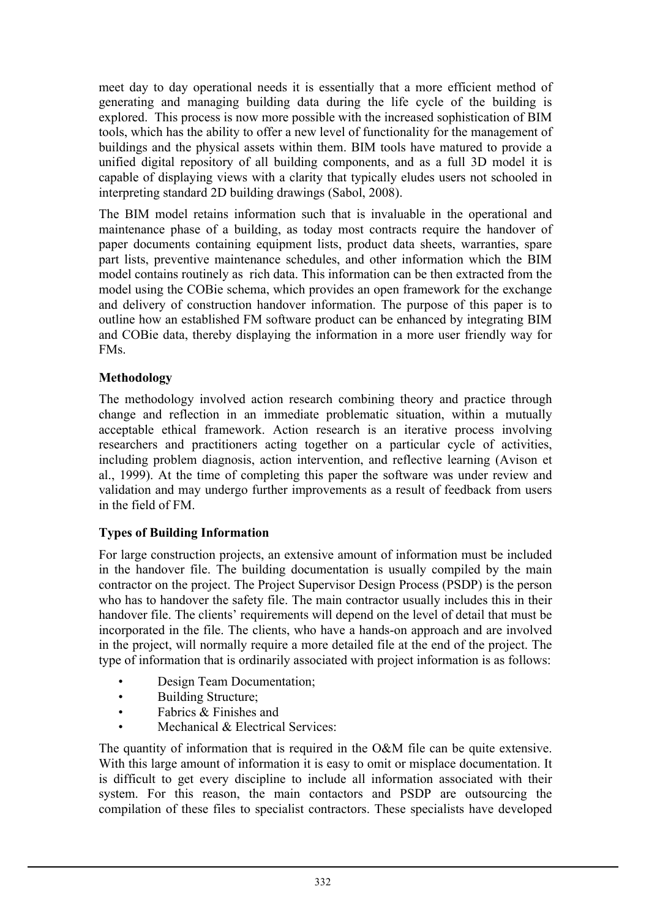meet day to day operational needs it is essentially that a more efficient method of generating and managing building data during the life cycle of the building is explored. This process is now more possible with the increased sophistication of BIM tools, which has the ability to offer a new level of functionality for the management of buildings and the physical assets within them. BIM tools have matured to provide a unified digital repository of all building components, and as a full 3D model it is capable of displaying views with a clarity that typically eludes users not schooled in interpreting standard 2D building drawings (Sabol, 2008).

The BIM model retains information such that is invaluable in the operational and maintenance phase of a building, as today most contracts require the handover of paper documents containing equipment lists, product data sheets, warranties, spare part lists, preventive maintenance schedules, and other information which the BIM model contains routinely as rich data. This information can be then extracted from the model using the COBie schema, which provides an open framework for the exchange and delivery of construction handover information. The purpose of this paper is to outline how an established FM software product can be enhanced by integrating BIM and COBie data, thereby displaying the information in a more user friendly way for FMs.

**Methodology**

The methodology involved action research combining theory and practice through change and reflection in an immediate problematic situation, within a mutually acceptable ethical framework. Action research is an iterative process involving researchers and practitioners acting together on a particular cycle of activities, including problem diagnosis, action intervention, and reflective learning (Avison et al., 1999). At the time of completing this paper the software was under review and validation and may undergo further improvements as a result of feedback from users in the field of FM.

**Types of Building Information**

For large construction projects, an extensive amount of information must be included in the handover file. The building documentation is usually compiled by the main contractor on the project. The Project Supervisor Design Process (PSDP) is the person who has to handover the safety file. The main contractor usually includes this in their handover file. The clients' requirements will depend on the level of detail that must be incorporated in the file. The clients, who have a hands-on approach and are involved in the project, will normally require a more detailed file at the end of the project. The type of information that is ordinarily associated with project information is as follows:

- Design Team Documentation;
- Building Structure;
- Fabrics & Finishes and
- Mechanical & Electrical Services:

The quantity of information that is required in the O&M file can be quite extensive. With this large amount of information it is easy to omit or misplace documentation. It is difficult to get every discipline to include all information associated with their system. For this reason, the main contactors and PSDP are outsourcing the compilation of these files to specialist contractors. These specialists have developed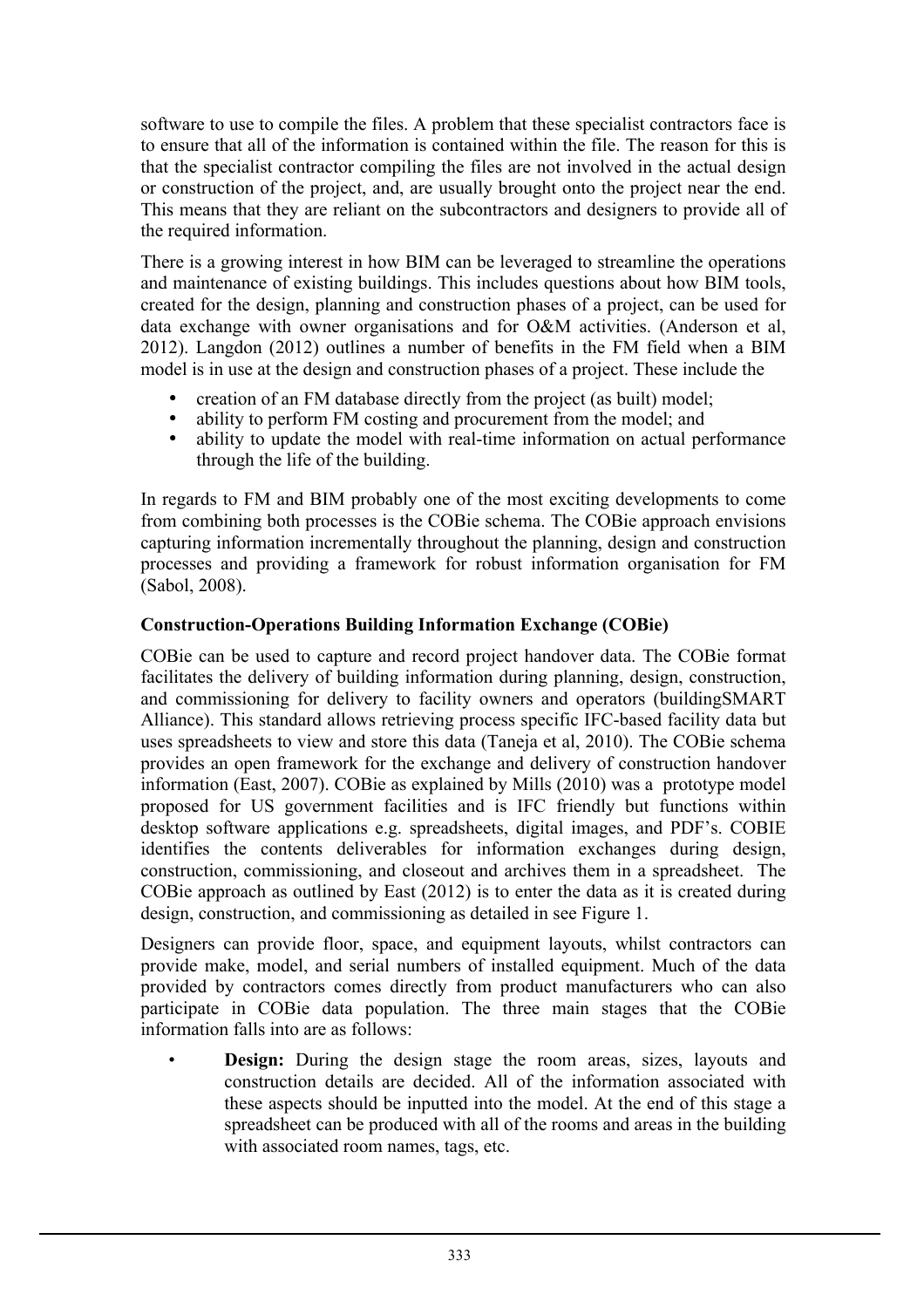software to use to compile the files. A problem that these specialist contractors face is to ensure that all of the information is contained within the file. The reason for this is that the specialist contractor compiling the files are not involved in the actual design or construction of the project, and, are usually brought onto the project near the end. This means that they are reliant on the subcontractors and designers to provide all of the required information.

There is a growing interest in how BIM can be leveraged to streamline the operations and maintenance of existing buildings. This includes questions about how BIM tools, created for the design, planning and construction phases of a project, can be used for data exchange with owner organisations and for O&M activities. (Anderson et al, 2012). Langdon (2012) outlines a number of benefits in the FM field when a BIM model is in use at the design and construction phases of a project. These include the

- creation of an FM database directly from the project (as built) model;
- ability to perform FM costing and procurement from the model; and
- ability to update the model with real-time information on actual performance through the life of the building.

In regards to FM and BIM probably one of the most exciting developments to come from combining both processes is the COBie schema. The COBie approach envisions capturing information incrementally throughout the planning, design and construction processes and providing a framework for robust information organisation for FM (Sabol, 2008).

**Construction-Operations Building Information Exchange (COBie)**

COBie can be used to capture and record project handover data. The COBie format facilitates the delivery of building information during planning, design, construction, and commissioning for delivery to facility owners and operators (buildingSMART Alliance). This standard allows retrieving process specific IFC-based facility data but uses spreadsheets to view and store this data (Taneja et al, 2010). The COBie schema provides an open framework for the exchange and delivery of construction handover information (East, 2007). COBie as explained by Mills (2010) was a prototype model proposed for US government facilities and is IFC friendly but functions within desktop software applications e.g. spreadsheets, digital images, and PDF's. COBIE identifies the contents deliverables for information exchanges during design, construction, commissioning, and closeout and archives them in a spreadsheet. The COBie approach as outlined by East (2012) is to enter the data as it is created during design, construction, and commissioning as detailed in see Figure 1.

Designers can provide floor, space, and equipment layouts, whilst contractors can provide make, model, and serial numbers of installed equipment. Much of the data provided by contractors comes directly from product manufacturers who can also participate in COBie data population. The three main stages that the COBie information falls into are as follows:

- **Design:** During the design stage the room areas, sizes, layouts and construction details are decided. All of the information associated with these aspects should be inputted into the model. At the end of this stage a spreadsheet can be produced with all of the rooms and areas in the building with associated room names, tags, etc.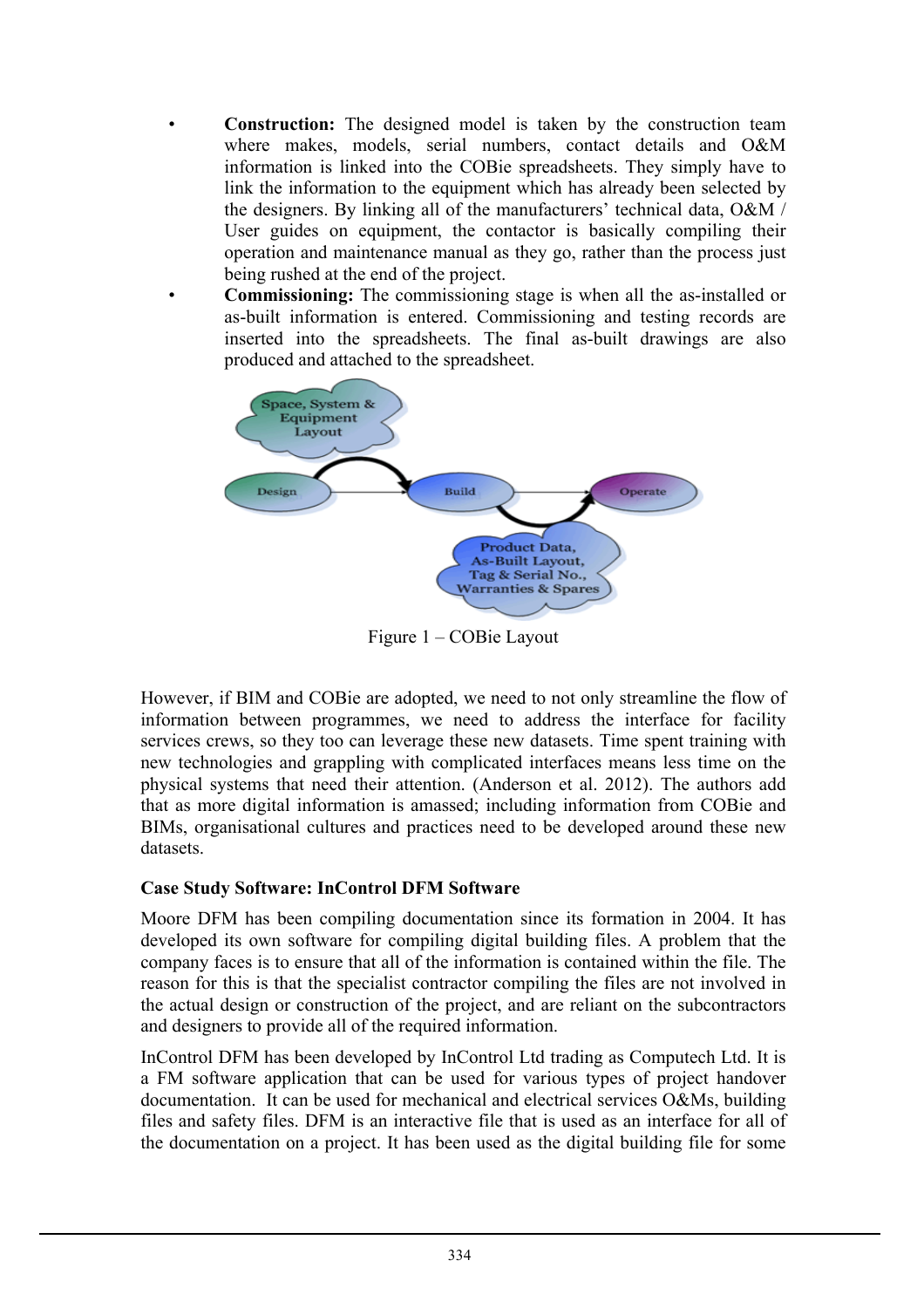- **Construction:** The designed model is taken by the construction team where makes, models, serial numbers, contact details and O&M information is linked into the COBie spreadsheets. They simply have to link the information to the equipment which has already been selected by the designers. By linking all of the manufacturers' technical data, O&M / User guides on equipment, the contactor is basically compiling their operation and maintenance manual as they go, rather than the process just being rushed at the end of the project.
- **Commissioning:** The commissioning stage is when all the as-installed or as-built information is entered. Commissioning and testing records are inserted into the spreadsheets. The final as-built drawings are also produced and attached to the spreadsheet.

Space, System & Equipment Layout

Design → Build → Operate

Product Data, As-Built Layout, Tag & Serial No., Warranties & Spares

Figure 1 – COBie Layout

However, if BIM and COBie are adopted, we need to not only streamline the flow of information between programmes, we need to address the interface for facility services crews, so they too can leverage these new datasets. Time spent training with new technologies and grappling with complicated interfaces means less time on the physical systems that need their attention. (Anderson et al. 2012). The authors add that as more digital information is amassed; including information from COBie and BIMs, organisational cultures and practices need to be developed around these new datasets.

**Case Study Software: InControl DFM Software**

Moore DFM has been compiling documentation since its formation in 2004. It has developed its own software for compiling digital building files. A problem that the company faces is to ensure that all of the information is contained within the file. The reason for this is that the specialist contractor compiling the files are not involved in the actual design or construction of the project, and are reliant on the subcontractors and designers to provide all of the required information.

InControl DFM has been developed by InControl Ltd trading as Computech Ltd. It is a FM software application that can be used for various types of project handover documentation. It can be used for mechanical and electrical services O&Ms, building files and safety files. DFM is an interactive file that is used as an interface for all of the documentation on a project. It has been used as the digital building file for some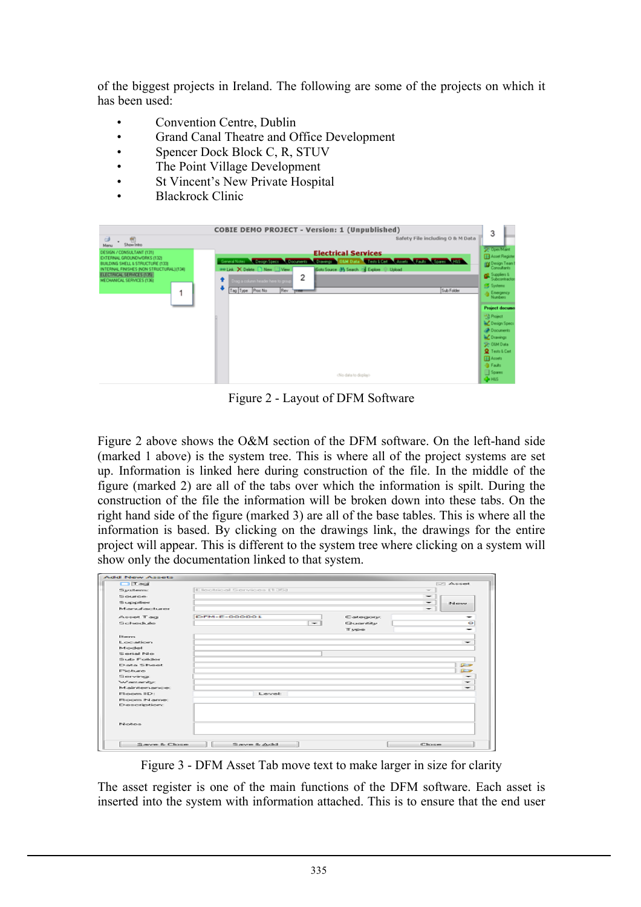of the biggest projects in Ireland. The following are some of the projects on which it has been used:

- Convention Centre, Dublin
- Grand Canal Theatre and Office Development
- Spencer Dock Block C, R, STUV
- The Point Village Development
- St Vincent's New Private Hospital
- Blackrock Clinic

Figure 2 - Layout of DFM Software

Figure 2 above shows the O&M section of the DFM software. On the left-hand side (marked 1 above) is the system tree. This is where all of the project systems are set up. Information is linked here during construction of the file. In the middle of the figure (marked 2) are all of the tabs over which the information is spilt. During the construction of the file the information will be broken down into these tabs. On the right hand side of the figure (marked 3) are all of the base tables. This is where all the information is based. By clicking on the drawings link, the drawings for the entire project will appear. This is different to the system tree where clicking on a system will show only the documentation linked to that system.

Figure 3 - DFM Asset Tab move text to make larger in size for clarity

The asset register is one of the main functions of the DFM software. Each asset is inserted into the system with information attached. This is to ensure that the end user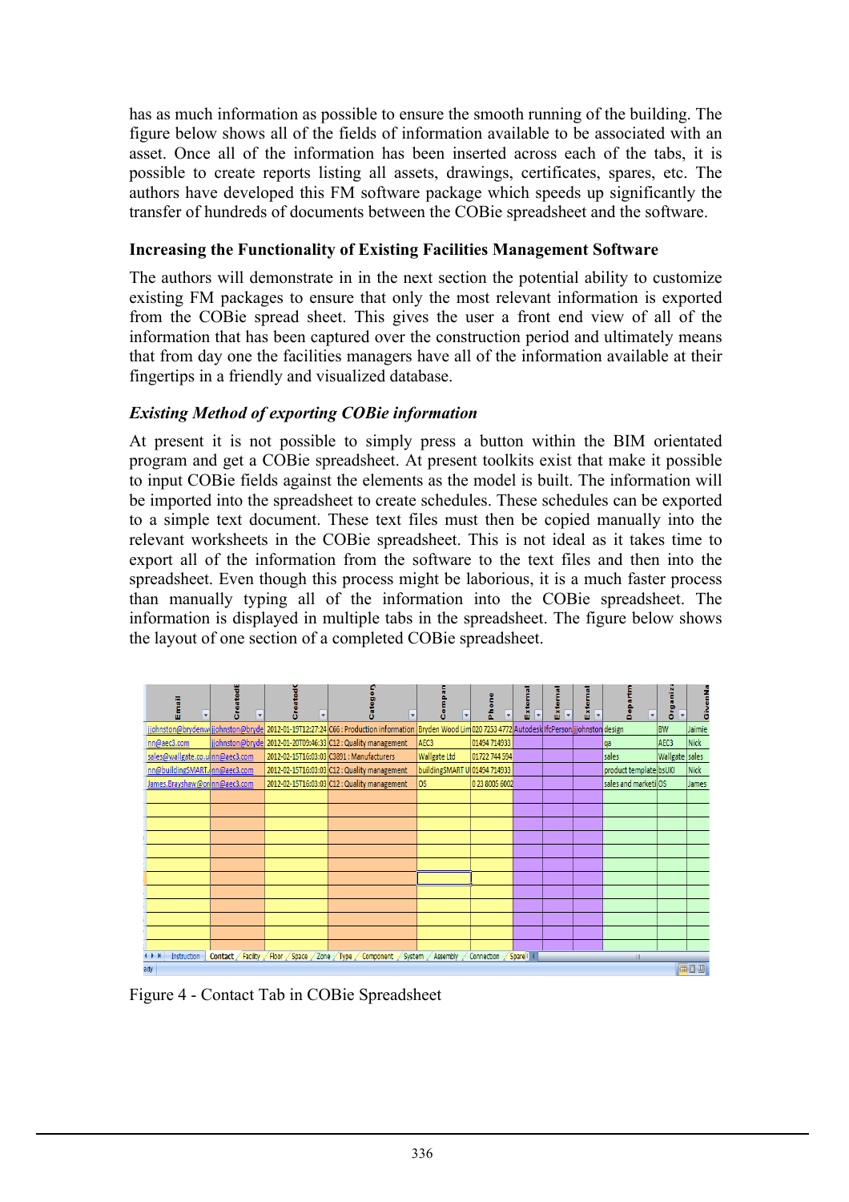has as much information as possible to ensure the smooth running of the building. The figure below shows all of the fields of information available to be associated with an asset. Once all of the information has been inserted across each of the tabs, it is possible to create reports listing all assets, drawings, certificates, spares, etc. The authors have developed this FM software package which speeds up significantly the transfer of hundreds of documents between the COBie spreadsheet and the software.

### Increasing the Functionality of Existing Facilities Management Software

The authors will demonstrate in in the next section the potential ability to customize existing FM packages to ensure that only the most relevant information is exported from the COBie spread sheet. This gives the user a front end view of all of the information that has been captured over the construction period and ultimately means that from day one the facilities managers have all of the information available at their fingertips in a friendly and visualized database.

### *Existing Method of exporting COBie information*

At present it is not possible to simply press a button within the BIM orientated program and get a COBie spreadsheet. At present toolkits exist that make it possible to input COBie fields against the elements as the model is built. The information will be imported into the spreadsheet to create schedules. These schedules can be exported to a simple text document. These text files must then be copied manually into the relevant worksheets in the COBie spreadsheet. This is not ideal as it takes time to export all of the information from the software to the text files and then into the spreadsheet. Even though this process might be laborious, it is a much faster process than manually typing all of the information into the COBie spreadsheet. The information is displayed in multiple tabs in the spreadsheet. The figure below shows the layout of one section of a completed COBie spreadsheet.

| Email | CreatedBy | CreatedOn | Category | Company | Phone | External | External | External | Department | Organization | GivenName |
|---|---|---|---|---|---|---|---|---|---|---|---|
| jjohnston@brydenw | jjohnston@bryde | 2012-01-19T12:27:24 | C66 : Production information | Bryden Wood Lim | 020 7253 4772 | Autodesk | IfcPerson | jjohnston | design | BW | Jaimie |
| nn@aec3.com | jjohnston@bryde | 2012-01-20T09:46:33 | C12 : Quality management | AEC3 | 01494 714933 | | | | qa | AEC3 | Nick |
| sales@wallgate.co.u | nn@aec3.com | 2012-02-15T16:03:03 | C3891 : Manufacturers | Wallgate Ltd | 01722 744 594 | | | | sales | Wallgate | sales |
| nn@buildingSMART. | nn@aec3.com | 2012-02-15T16:03:03 | C12 : Quality management | buildingSMART U | 01494 714933 | | | | product template | bsUKI | Nick |
| James.Brayshaw@or | nn@aec3.com | 2012-02-15T16:03:03 | C12 : Quality management | OS | 0 23 8005 6002 | | | | sales and marketi | OS | James |

Instruction / Contact / Facility / Floor / Space / Zone / Type / Component / System / Assembly / Connection / Spare

Figure 4 - Contact Tab in COBie Spreadsheet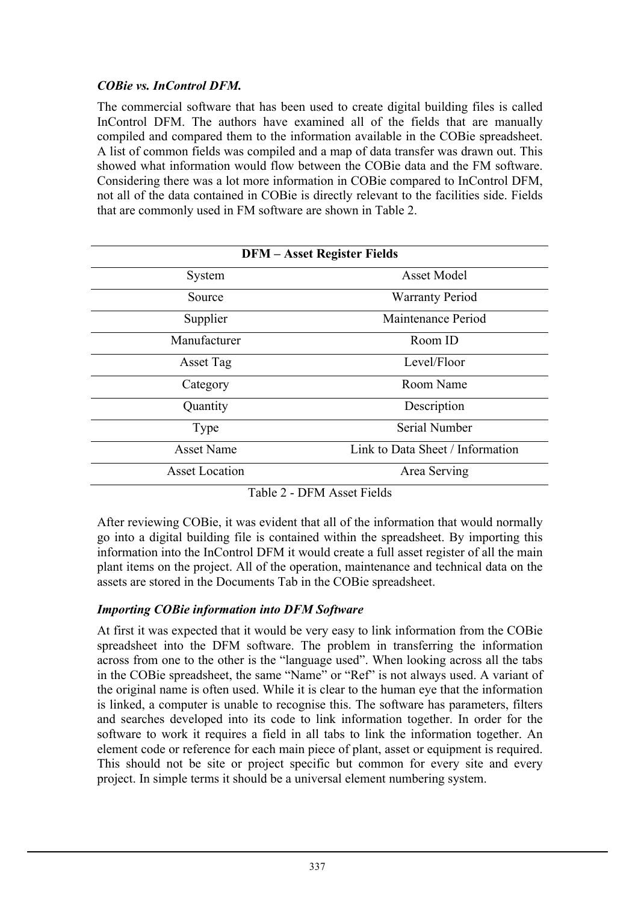*COBie vs. InControl DFM.*

The commercial software that has been used to create digital building files is called InControl DFM. The authors have examined all of the fields that are manually compiled and compared them to the information available in the COBie spreadsheet. A list of common fields was compiled and a map of data transfer was drawn out. This showed what information would flow between the COBie data and the FM software. Considering there was a lot more information in COBie compared to InControl DFM, not all of the data contained in COBie is directly relevant to the facilities side. Fields that are commonly used in FM software are shown in Table 2.

| DFM – Asset Register Fields | |
|---|---|
| System | Asset Model |
| Source | Warranty Period |
| Supplier | Maintenance Period |
| Manufacturer | Room ID |
| Asset Tag | Level/Floor |
| Category | Room Name |
| Quantity | Description |
| Type | Serial Number |
| Asset Name | Link to Data Sheet / Information |
| Asset Location | Area Serving |

Table 2 - DFM Asset Fields

After reviewing COBie, it was evident that all of the information that would normally go into a digital building file is contained within the spreadsheet. By importing this information into the InControl DFM it would create a full asset register of all the main plant items on the project. All of the operation, maintenance and technical data on the assets are stored in the Documents Tab in the COBie spreadsheet.

*Importing COBie information into DFM Software*

At first it was expected that it would be very easy to link information from the COBie spreadsheet into the DFM software. The problem in transferring the information across from one to the other is the "language used". When looking across all the tabs in the COBie spreadsheet, the same "Name" or "Ref" is not always used. A variant of the original name is often used. While it is clear to the human eye that the information is linked, a computer is unable to recognise this. The software has parameters, filters and searches developed into its code to link information together. In order for the software to work it requires a field in all tabs to link the information together. An element code or reference for each main piece of plant, asset or equipment is required. This should not be site or project specific but common for every site and every project. In simple terms it should be a universal element numbering system.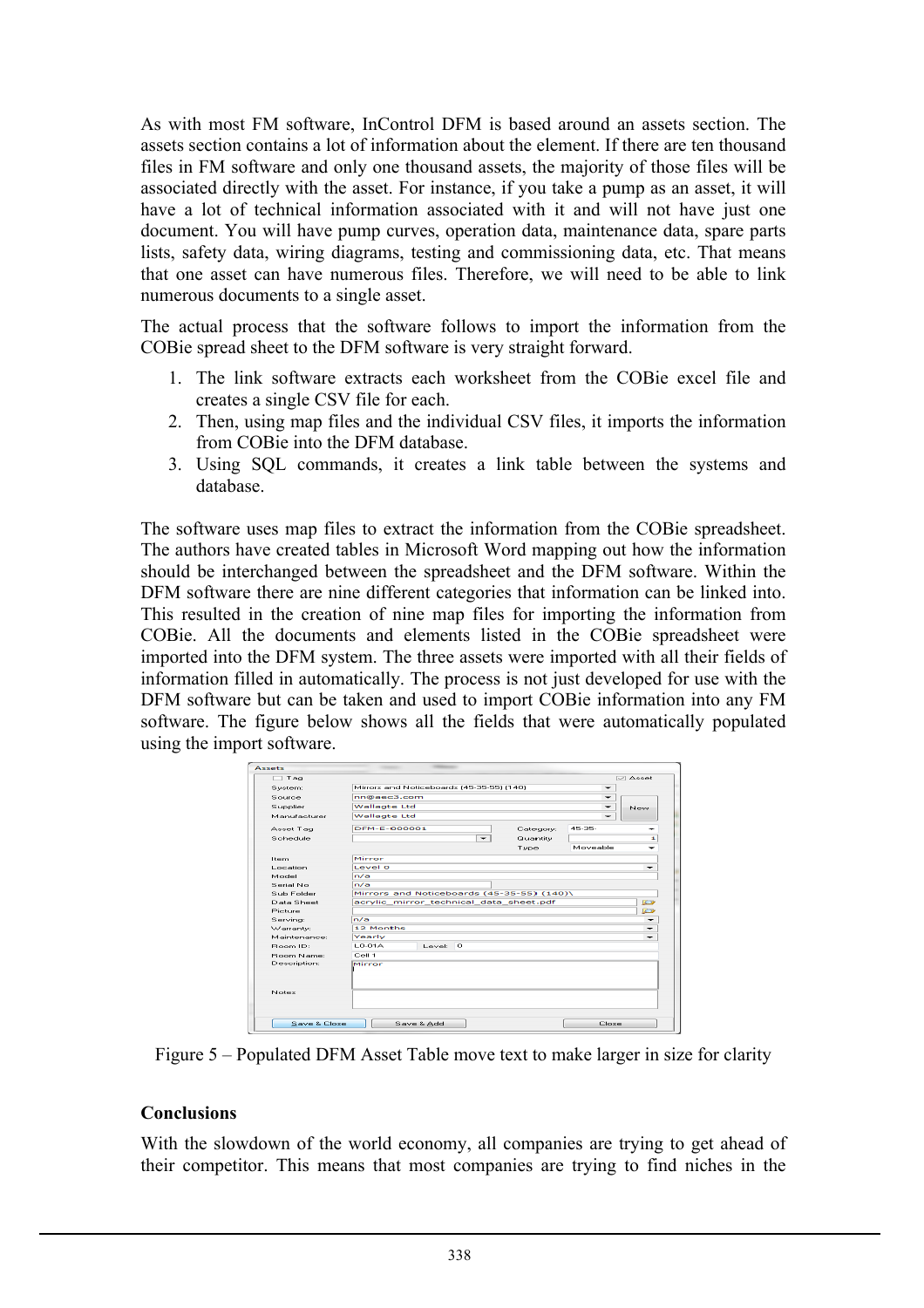As with most FM software, InControl DFM is based around an assets section. The assets section contains a lot of information about the element. If there are ten thousand files in FM software and only one thousand assets, the majority of those files will be associated directly with the asset. For instance, if you take a pump as an asset, it will have a lot of technical information associated with it and will not have just one document. You will have pump curves, operation data, maintenance data, spare parts lists, safety data, wiring diagrams, testing and commissioning data, etc. That means that one asset can have numerous files. Therefore, we will need to be able to link numerous documents to a single asset.

The actual process that the software follows to import the information from the COBie spread sheet to the DFM software is very straight forward.

1. The link software extracts each worksheet from the COBie excel file and creates a single CSV file for each.
2. Then, using map files and the individual CSV files, it imports the information from COBie into the DFM database.
3. Using SQL commands, it creates a link table between the systems and database.

The software uses map files to extract the information from the COBie spreadsheet. The authors have created tables in Microsoft Word mapping out how the information should be interchanged between the spreadsheet and the DFM software. Within the DFM software there are nine different categories that information can be linked into. This resulted in the creation of nine map files for importing the information from COBie. All the documents and elements listed in the COBie spreadsheet were imported into the DFM system. The three assets were imported with all their fields of information filled in automatically. The process is not just developed for use with the DFM software but can be taken and used to import COBie information into any FM software. The figure below shows all the fields that were automatically populated using the import software.

Figure 5 – Populated DFM Asset Table move text to make larger in size for clarity

## Conclusions

With the slowdown of the world economy, all companies are trying to get ahead of their competitor. This means that most companies are trying to find niches in the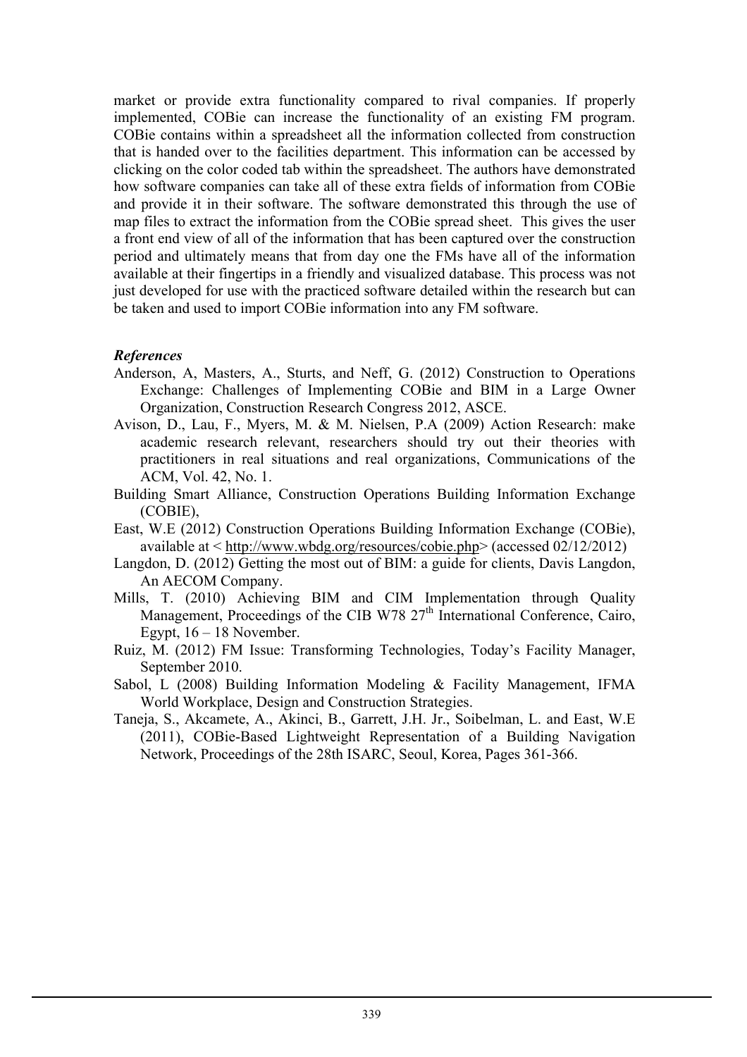market or provide extra functionality compared to rival companies. If properly implemented, COBie can increase the functionality of an existing FM program. COBie contains within a spreadsheet all the information collected from construction that is handed over to the facilities department. This information can be accessed by clicking on the color coded tab within the spreadsheet. The authors have demonstrated how software companies can take all of these extra fields of information from COBie and provide it in their software. The software demonstrated this through the use of map files to extract the information from the COBie spread sheet. This gives the user a front end view of all of the information that has been captured over the construction period and ultimately means that from day one the FMs have all of the information available at their fingertips in a friendly and visualized database. This process was not just developed for use with the practiced software detailed within the research but can be taken and used to import COBie information into any FM software.

***References***

Anderson, A, Masters, A., Sturts, and Neff, G. (2012) Construction to Operations Exchange: Challenges of Implementing COBie and BIM in a Large Owner Organization, Construction Research Congress 2012, ASCE.

Avison, D., Lau, F., Myers, M. & M. Nielsen, P.A (2009) Action Research: make academic research relevant, researchers should try out their theories with practitioners in real situations and real organizations, Communications of the ACM, Vol. 42, No. 1.

Building Smart Alliance, Construction Operations Building Information Exchange (COBIE),

East, W.E (2012) Construction Operations Building Information Exchange (COBie), available at < http://www.wbdg.org/resources/cobie.php> (accessed 02/12/2012)

Langdon, D. (2012) Getting the most out of BIM: a guide for clients, Davis Langdon, An AECOM Company.

Mills, T. (2010) Achieving BIM and CIM Implementation through Quality Management, Proceedings of the CIB W78 27th International Conference, Cairo, Egypt, 16 – 18 November.

Ruiz, M. (2012) FM Issue: Transforming Technologies, Today's Facility Manager, September 2010.

Sabol, L (2008) Building Information Modeling & Facility Management, IFMA World Workplace, Design and Construction Strategies.

Taneja, S., Akcamete, A., Akinci, B., Garrett, J.H. Jr., Soibelman, L. and East, W.E (2011), COBie-Based Lightweight Representation of a Building Navigation Network, Proceedings of the 28th ISARC, Seoul, Korea, Pages 361-366.